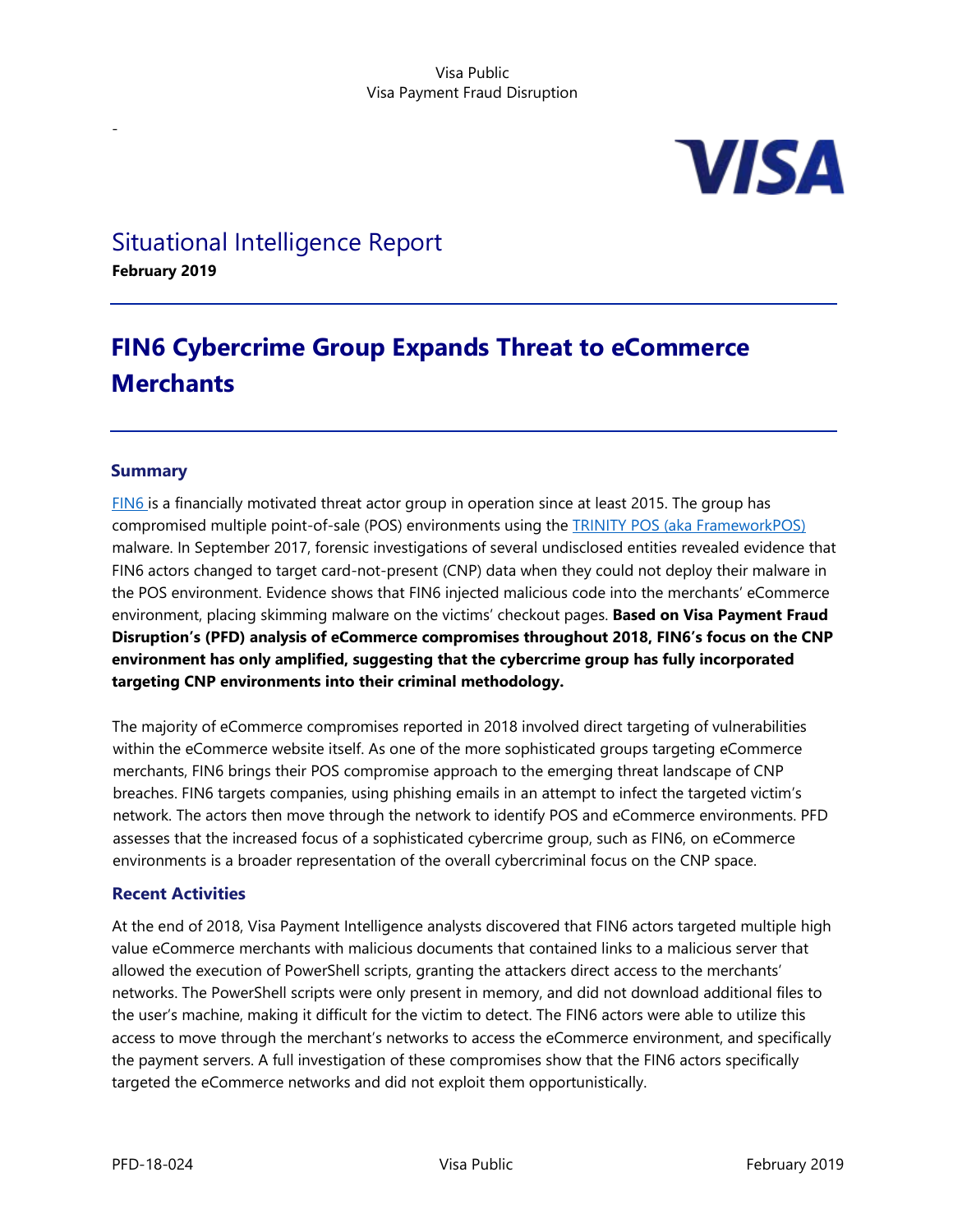# Situational Intelligence Report

**February 2019**

## FIN6 Cybercrime Group Expands Threat to eCommerce Merchants

### Summary

FIN6 is a financially motivated threat actor group in operation since at least 2015. The group has compromised multiple point-of-sale (POS) environments using the TRINITY POS (aka FrameworkPOS) malware. In September 2017, forensic investigations of several undisclosed entities revealed evidence that FIN6 actors changed to target card-not-present (CNP) data when they could not deploy their malware in the POS environment. Evidence shows that FIN6 injected malicious code into the merchants' eCommerce environment, placing skimming malware on the victims' checkout pages. **Based on Visa Payment Fraud Disruption's (PFD) analysis of eCommerce compromises throughout 2018, FIN6's focus on the CNP environment has only amplified, suggesting that the cybercrime group has fully incorporated targeting CNP environments into their criminal methodology.**

The majority of eCommerce compromises reported in 2018 involved direct targeting of vulnerabilities within the eCommerce website itself. As one of the more sophisticated groups targeting eCommerce merchants, FIN6 brings their POS compromise approach to the emerging threat landscape of CNP breaches. FIN6 targets companies, using phishing emails in an attempt to infect the targeted victim's network. The actors then move through the network to identify POS and eCommerce environments. PFD assesses that the increased focus of a sophisticated cybercrime group, such as FIN6, on eCommerce environments is a broader representation of the overall cybercriminal focus on the CNP space.

### Recent Activities

At the end of 2018, Visa Payment Intelligence analysts discovered that FIN6 actors targeted multiple high value eCommerce merchants with malicious documents that contained links to a malicious server that allowed the execution of PowerShell scripts, granting the attackers direct access to the merchants' networks. The PowerShell scripts were only present in memory, and did not download additional files to the user's machine, making it difficult for the victim to detect. The FIN6 actors were able to utilize this access to move through the merchant's networks to access the eCommerce environment, and specifically the payment servers. A full investigation of these compromises show that the FIN6 actors specifically targeted the eCommerce networks and did not exploit them opportunistically.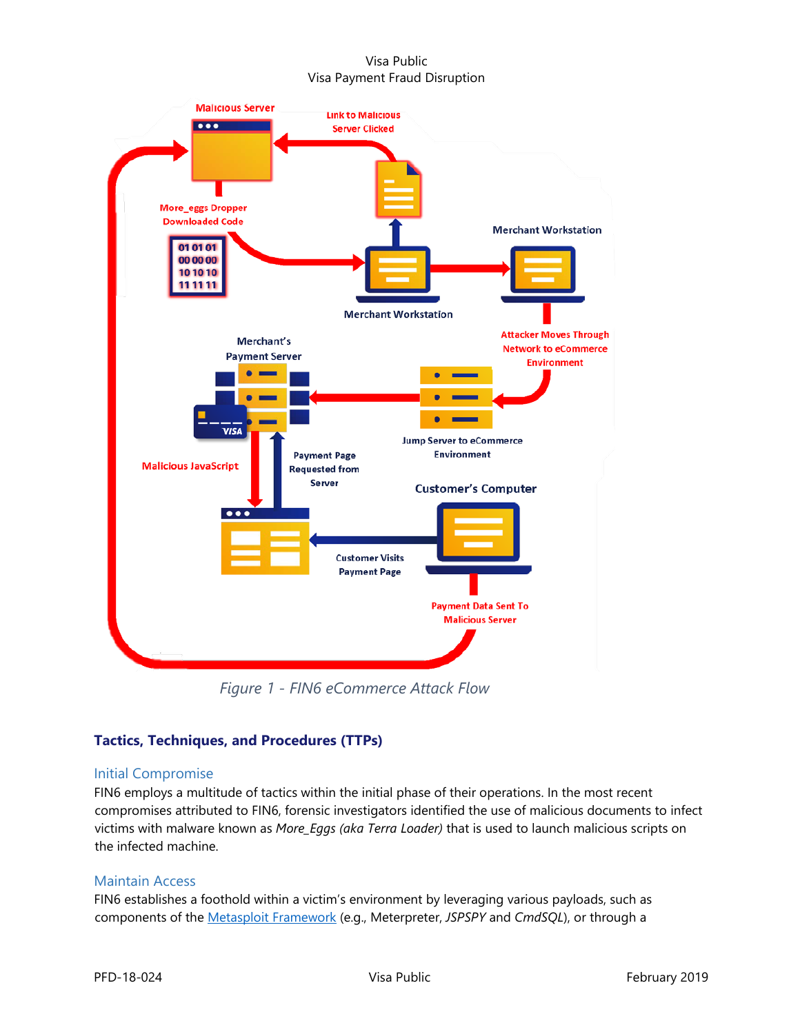Figure 1 - FIN6 eCommerce Attack Flow

## Tactics, Techniques, and Procedures (TTPs)

### Initial Compromise

FIN6 employs a multitude of tactics within the initial phase of their operations. In the most recent compromises attributed to FIN6, forensic investigators identified the use of malicious documents to infect victims with malware known as *More_Eggs (aka Terra Loader)* that is used to launch malicious scripts on the infected machine.

### Maintain Access

FIN6 establishes a foothold within a victim's environment by leveraging various payloads, such as components of the Metasploit Framework (e.g., Meterpreter, *JSPSPY* and *CmdSQL*), or through a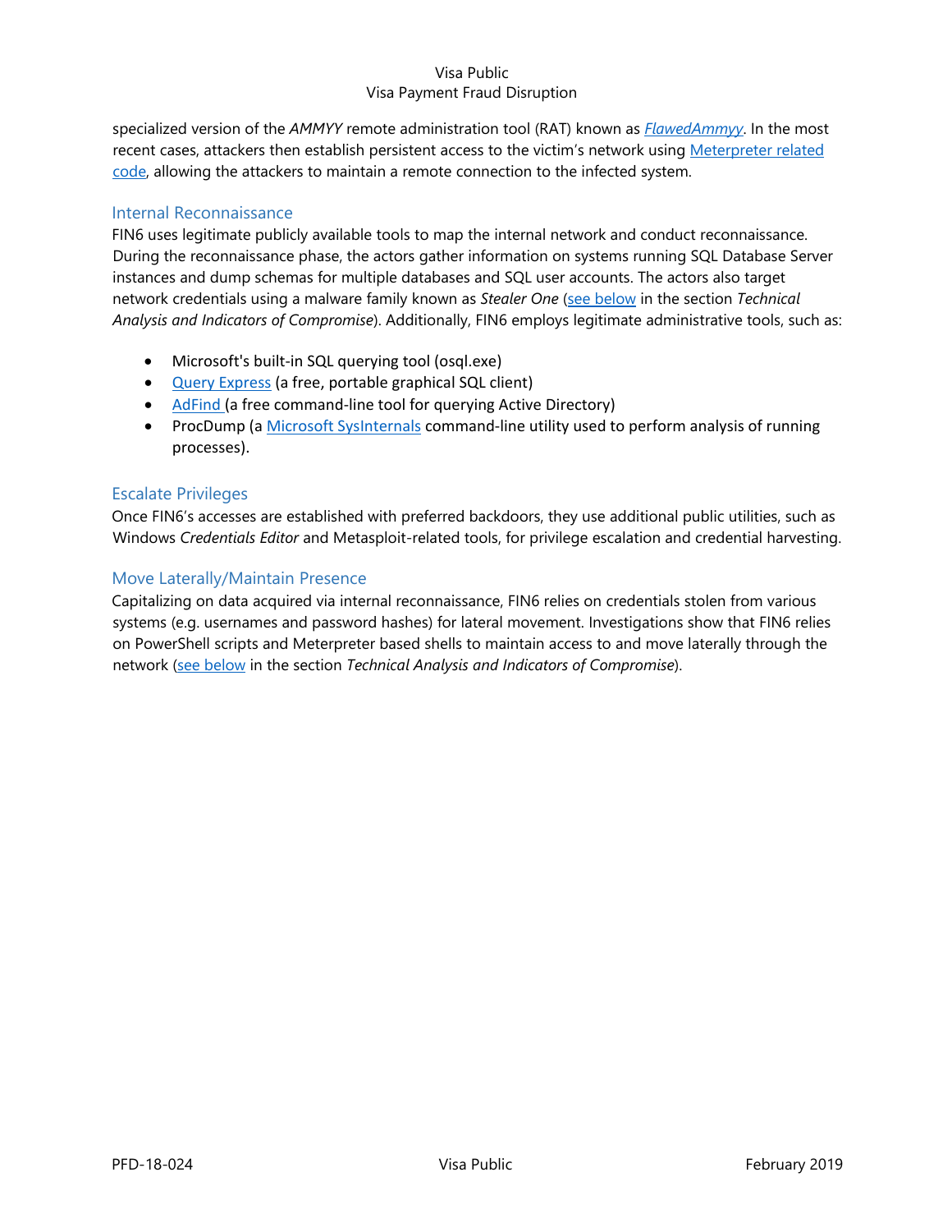specialized version of the *AMMYY* remote administration tool (RAT) known as *FlawedAmmyy*. In the most recent cases, attackers then establish persistent access to the victim's network using Meterpreter related code, allowing the attackers to maintain a remote connection to the infected system.

## Internal Reconnaissance

FIN6 uses legitimate publicly available tools to map the internal network and conduct reconnaissance. During the reconnaissance phase, the actors gather information on systems running SQL Database Server instances and dump schemas for multiple databases and SQL user accounts. The actors also target network credentials using a malware family known as *Stealer One* (see below in the section *Technical Analysis and Indicators of Compromise*). Additionally, FIN6 employs legitimate administrative tools, such as:

- Microsoft's built-in SQL querying tool (osql.exe)
- Query Express (a free, portable graphical SQL client)
- AdFind (a free command-line tool for querying Active Directory)
- ProcDump (a Microsoft SysInternals command-line utility used to perform analysis of running processes).

## Escalate Privileges

Once FIN6's accesses are established with preferred backdoors, they use additional public utilities, such as Windows *Credentials Editor* and Metasploit-related tools, for privilege escalation and credential harvesting.

## Move Laterally/Maintain Presence

Capitalizing on data acquired via internal reconnaissance, FIN6 relies on credentials stolen from various systems (e.g. usernames and password hashes) for lateral movement. Investigations show that FIN6 relies on PowerShell scripts and Meterpreter based shells to maintain access to and move laterally through the network (see below in the section *Technical Analysis and Indicators of Compromise*).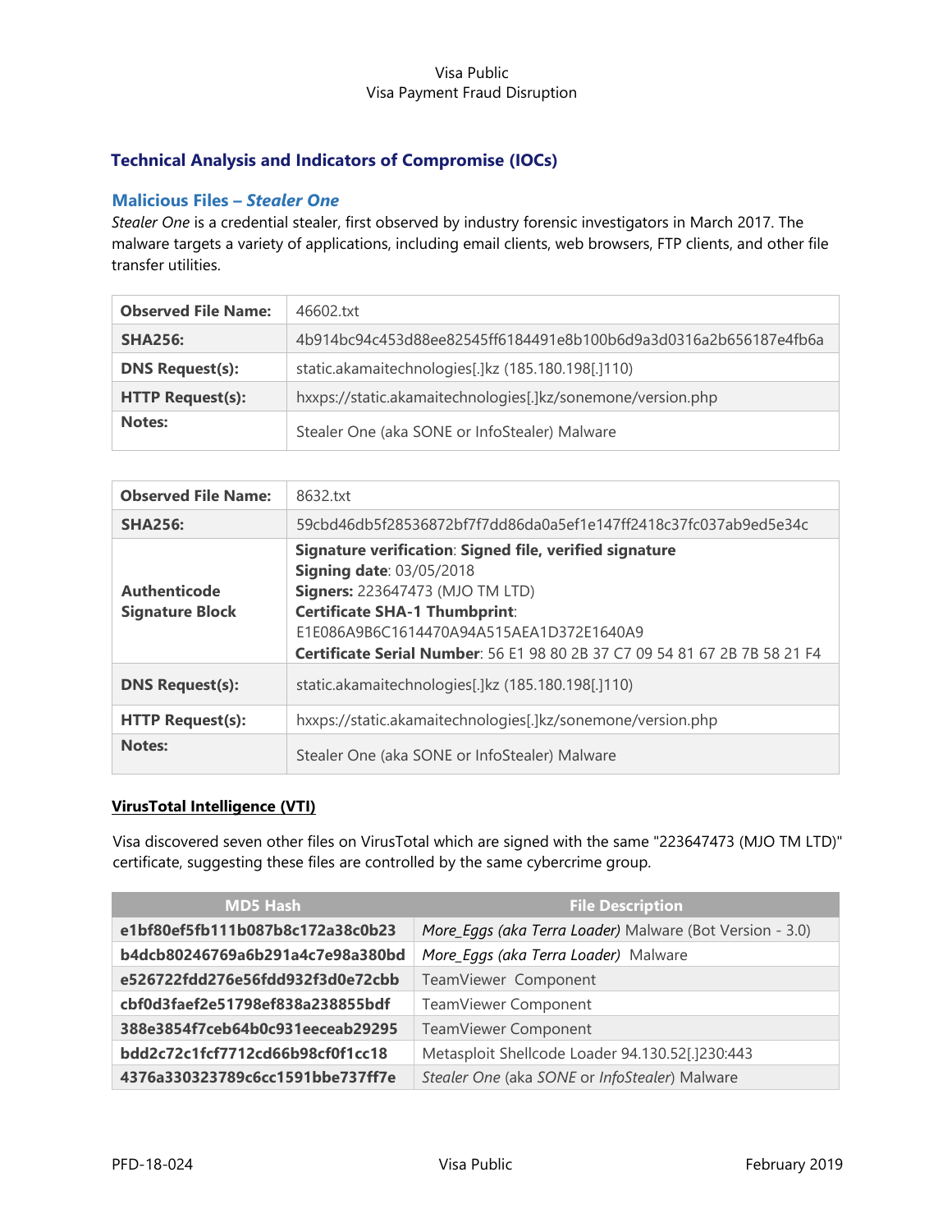## Technical Analysis and Indicators of Compromise (IOCs)

### Malicious Files – *Stealer One*

*Stealer One* is a credential stealer, first observed by industry forensic investigators in March 2017. The malware targets a variety of applications, including email clients, web browsers, FTP clients, and other file transfer utilities.

| **Observed File Name:** | 46602.txt |
|---|---|
| **SHA256:** | 4b914bc94c453d88ee82545ff6184491e8b100b6d9a3d0316a2b656187e4fb6a |
| **DNS Request(s):** | static.akamaitechnologies[.]kz (185.180.198[.]110) |
| **HTTP Request(s):** | hxxps://static.akamaitechnologies[.]kz/sonemone/version.php |
| **Notes:** | Stealer One (aka SONE or InfoStealer) Malware |

| **Observed File Name:** | 8632.txt |
|---|---|
| **SHA256:** | 59cbd46db5f28536872bf7f7dd86da0a5ef1e147ff2418c37fc037ab9ed5e34c |
| **Authenticode Signature Block** | **Signature verification**: **Signed file, verified signature**<br>**Signing date**: 03/05/2018<br>**Signers:** 223647473 (MJO TM LTD)<br>**Certificate SHA-1 Thumbprint**:<br>E1E086A9B6C1614470A94A515AEA1D372E1640A9<br>**Certificate Serial Number**: 56 E1 98 80 2B 37 C7 09 54 81 67 2B 7B 58 21 F4 |
| **DNS Request(s):** | static.akamaitechnologies[.]kz (185.180.198[.]110) |
| **HTTP Request(s):** | hxxps://static.akamaitechnologies[.]kz/sonemone/version.php |
| **Notes:** | Stealer One (aka SONE or InfoStealer) Malware |

**<u>VirusTotal Intelligence (VTI)</u>**

Visa discovered seven other files on VirusTotal which are signed with the same "223647473 (MJO TM LTD)" certificate, suggesting these files are controlled by the same cybercrime group.

| MD5 Hash | File Description |
|---|---|
| **e1bf80ef5fb111b087b8c172a38c0b23** | *More_Eggs (aka Terra Loader)* Malware (Bot Version - 3.0) |
| **b4dcb80246769a6b291a4c7e98a380bd** | *More_Eggs (aka Terra Loader)* Malware |
| **e526722fdd276e56fdd932f3d0e72cbb** | TeamViewer Component |
| **cbf0d3faef2e51798ef838a238855bdf** | TeamViewer Component |
| **388e3854f7ceb64b0c931eeceab29295** | TeamViewer Component |
| **bdd2c72c1fcf7712cd66b98cf0f1cc18** | Metasploit Shellcode Loader 94.130.52[.]230:443 |
| **4376a330323789c6cc1591bbe737ff7e** | *Stealer One* (aka *SONE* or *InfoStealer*) Malware |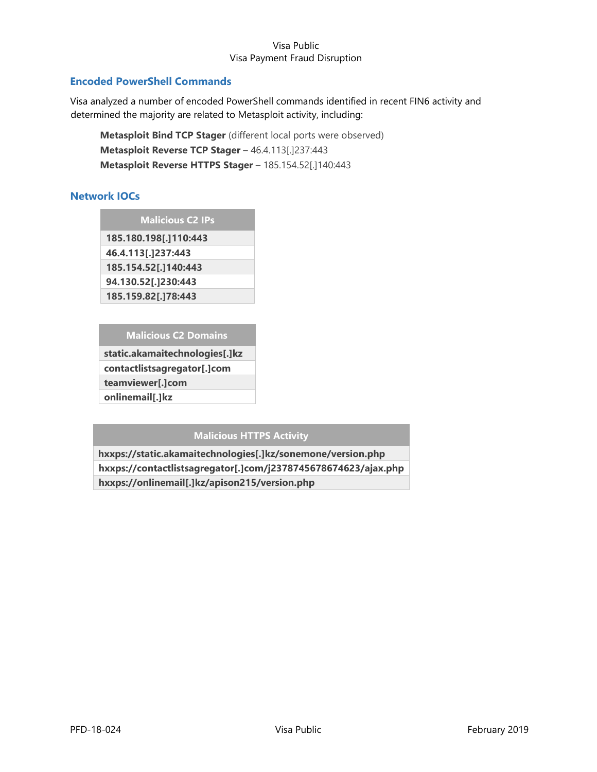## Encoded PowerShell Commands

Visa analyzed a number of encoded PowerShell commands identified in recent FIN6 activity and determined the majority are related to Metasploit activity, including:

**Metasploit Bind TCP Stager** (different local ports were observed)
**Metasploit Reverse TCP Stager** – 46.4.113[.]237:443
**Metasploit Reverse HTTPS Stager** – 185.154.52[.]140:443

## Network IOCs

| Malicious C2 IPs |
| --- |
| 185.180.198[.]110:443 |
| 46.4.113[.]237:443 |
| 185.154.52[.]140:443 |
| 94.130.52[.]230:443 |
| 185.159.82[.]78:443 |

| Malicious C2 Domains |
| --- |
| static.akamaitechnologies[.]kz |
| contactlistsagregator[.]com |
| teamviewer[.]com |
| onlinemail[.]kz |

| Malicious HTTPS Activity |
| --- |
| hxxps://static.akamaitechnologies[.]kz/sonemone/version.php |
| hxxps://contactlistsagregator[.]com/j2378745678674623/ajax.php |
| hxxps://onlinemail[.]kz/apison215/version.php |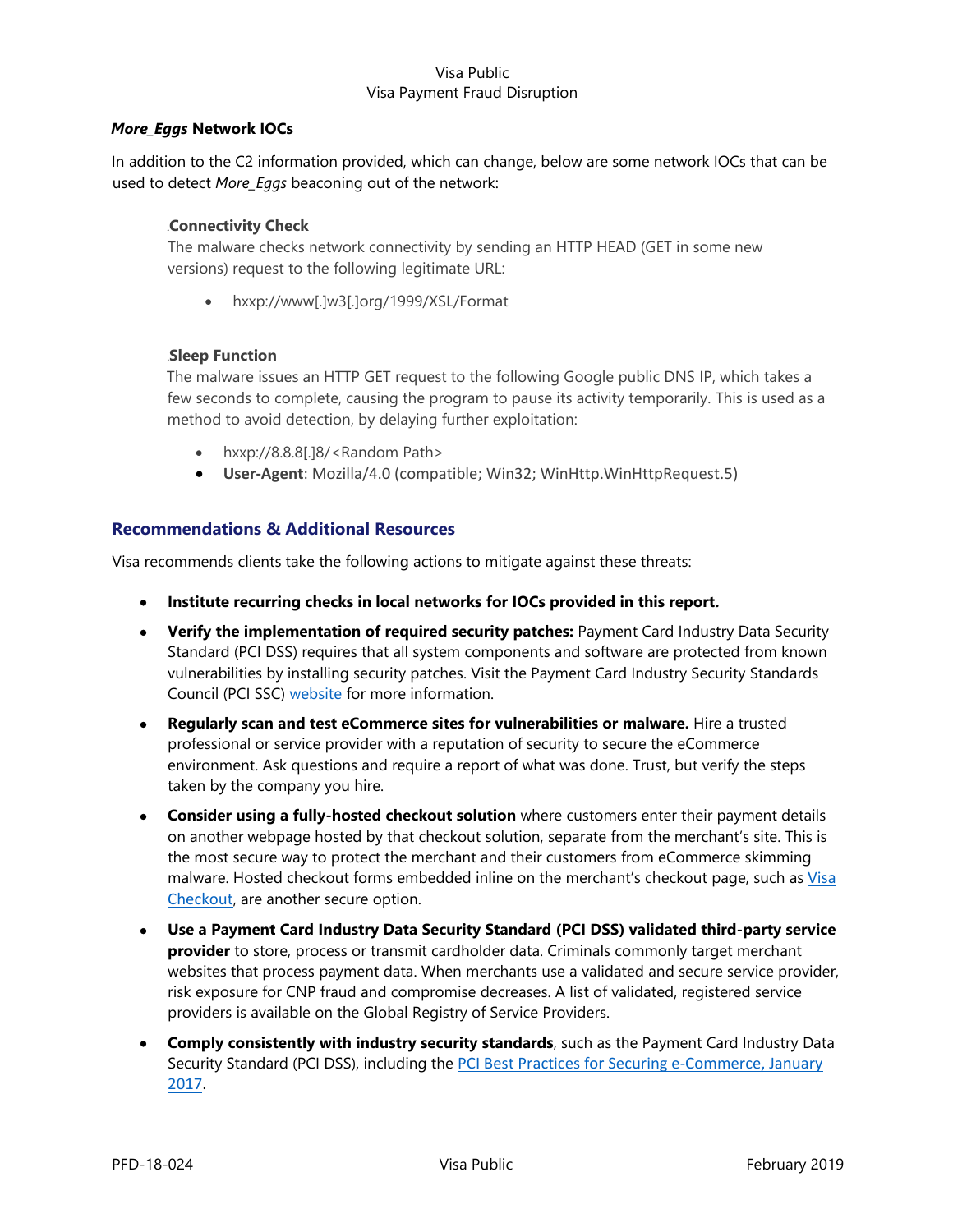### *More_Eggs* Network IOCs

In addition to the C2 information provided, which can change, below are some network IOCs that can be used to detect *More_Eggs* beaconing out of the network:

**Connectivity Check**

The malware checks network connectivity by sending an HTTP HEAD (GET in some new versions) request to the following legitimate URL:

- hxxp://www[.]w3[.]org/1999/XSL/Format

**Sleep Function**

The malware issues an HTTP GET request to the following Google public DNS IP, which takes a few seconds to complete, causing the program to pause its activity temporarily. This is used as a method to avoid detection, by delaying further exploitation:

- hxxp://8.8.8[.]8/<Random Path>
- **User-Agent**: Mozilla/4.0 (compatible; Win32; WinHttp.WinHttpRequest.5)

## Recommendations & Additional Resources

Visa recommends clients take the following actions to mitigate against these threats:

- **Institute recurring checks in local networks for IOCs provided in this report.**
- **Verify the implementation of required security patches:** Payment Card Industry Data Security Standard (PCI DSS) requires that all system components and software are protected from known vulnerabilities by installing security patches. Visit the Payment Card Industry Security Standards Council (PCI SSC) website for more information.
- **Regularly scan and test eCommerce sites for vulnerabilities or malware.** Hire a trusted professional or service provider with a reputation of security to secure the eCommerce environment. Ask questions and require a report of what was done. Trust, but verify the steps taken by the company you hire.
- **Consider using a fully-hosted checkout solution** where customers enter their payment details on another webpage hosted by that checkout solution, separate from the merchant's site. This is the most secure way to protect the merchant and their customers from eCommerce skimming malware. Hosted checkout forms embedded inline on the merchant's checkout page, such as Visa Checkout, are another secure option.
- **Use a Payment Card Industry Data Security Standard (PCI DSS) validated third-party service provider** to store, process or transmit cardholder data. Criminals commonly target merchant websites that process payment data. When merchants use a validated and secure service provider, risk exposure for CNP fraud and compromise decreases. A list of validated, registered service providers is available on the Global Registry of Service Providers.
- **Comply consistently with industry security standards**, such as the Payment Card Industry Data Security Standard (PCI DSS), including the PCI Best Practices for Securing e-Commerce, January 2017.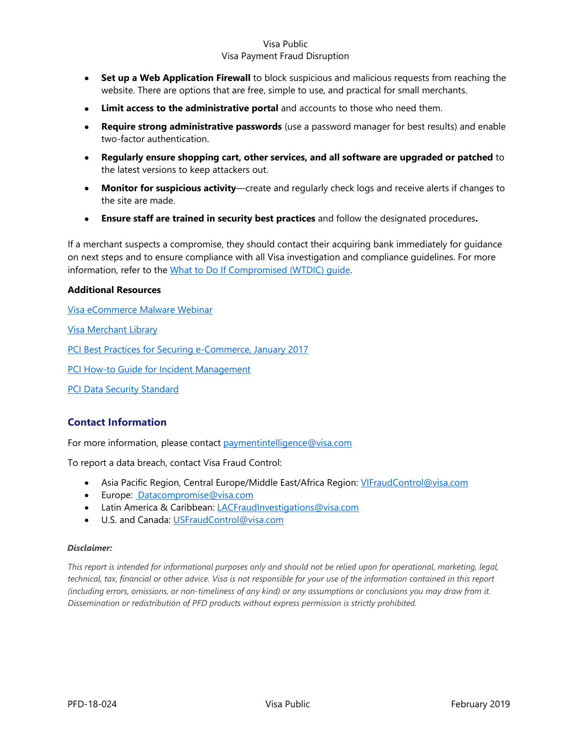- **Set up a Web Application Firewall** to block suspicious and malicious requests from reaching the website. There are options that are free, simple to use, and practical for small merchants.
- **Limit access to the administrative portal** and accounts to those who need them.
- **Require strong administrative passwords** (use a password manager for best results) and enable two-factor authentication.
- **Regularly ensure shopping cart, other services, and all software are upgraded or patched** to the latest versions to keep attackers out.
- **Monitor for suspicious activity**—create and regularly check logs and receive alerts if changes to the site are made.
- **Ensure staff are trained in security best practices** and follow the designated procedures**.**

If a merchant suspects a compromise, they should contact their acquiring bank immediately for guidance on next steps and to ensure compliance with all Visa investigation and compliance guidelines. For more information, refer to the What to Do If Compromised (WTDIC) guide.

**Additional Resources**

Visa eCommerce Malware Webinar

Visa Merchant Library

PCI Best Practices for Securing e-Commerce, January 2017

PCI How-to Guide for Incident Management

PCI Data Security Standard

## Contact Information

For more information, please contact paymentintelligence@visa.com

To report a data breach, contact Visa Fraud Control:

- Asia Pacific Region, Central Europe/Middle East/Africa Region: VIFraudControl@visa.com
- Europe: Datacompromise@visa.com
- Latin America & Caribbean: LACFraudInvestigations@visa.com
- U.S. and Canada: USFraudControl@visa.com

***Disclaimer:***

*This report is intended for informational purposes only and should not be relied upon for operational, marketing, legal, technical, tax, financial or other advice. Visa is not responsible for your use of the information contained in this report (including errors, omissions, or non-timeliness of any kind) or any assumptions or conclusions you may draw from it. Dissemination or redistribution of PFD products without express permission is strictly prohibited.*